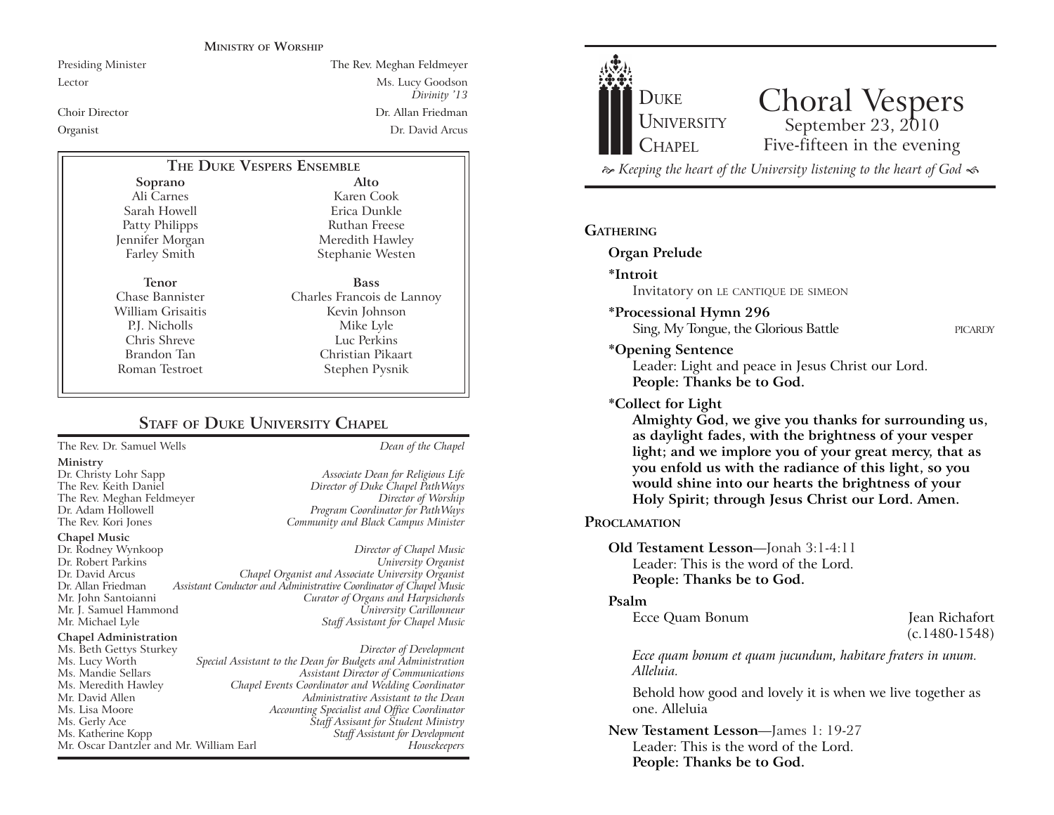## Ministry of Worship

| | |
|---|---|
| Presiding Minister | The Rev. Meghan Feldmeyer |
| Lector | Ms. Lucy Goodson *Divinity '13* |
| Choir Director | Dr. Allan Friedman |
| Organist | Dr. David Arcus |

## The Duke Vespers Ensemble

| Soprano | Alto |
|---|---|
| Ali Carnes | Karen Cook |
| Sarah Howell | Erica Dunkle |
| Patty Philipps | Ruthan Freese |
| Jennifer Morgan | Meredith Hawley |
| Farley Smith | Stephanie Westen |

| Tenor | Bass |
|---|---|
| Chase Bannister | Charles Francois de Lannoy |
| William Grisaitis | Kevin Johnson |
| P.J. Nicholls | Mike Lyle |
| Chris Shreve | Luc Perkins |
| Brandon Tan | Christian Pikaart |
| Roman Testroet | Stephen Pysnik |

## Staff of Duke University Chapel

| | |
|---|---|
| The Rev. Dr. Samuel Wells | *Dean of the Chapel* |
| **Ministry** | |
| Dr. Christy Lohr Sapp | *Associate Dean for Religious Life* |
| The Rev. Keith Daniel | *Director of Duke Chapel PathWays* |
| The Rev. Meghan Feldmeyer | *Director of Worship* |
| Dr. Adam Hollowell | *Program Coordinator for PathWays* |
| The Rev. Kori Jones | *Community and Black Campus Minister* |
| **Chapel Music** | |
| Dr. Rodney Wynkoop | *Director of Chapel Music* |
| Dr. Robert Parkins | *University Organist* |
| Dr. David Arcus | *Chapel Organist and Associate University Organist* |
| Dr. Allan Friedman | *Assistant Conductor and Administrative Coordinator of Chapel Music* |
| Mr. John Santoianni | *Curator of Organs and Harpsichords* |
| Mr. J. Samuel Hammond | *University Carillonneur* |
| Mr. Michael Lyle | *Staff Assistant for Chapel Music* |
| **Chapel Administration** | |
| Ms. Beth Gettys Sturkey | *Director of Development* |
| Ms. Lucy Worth | *Special Assistant to the Dean for Budgets and Administration* |
| Ms. Mandie Sellars | *Assistant Director of Communications* |
| Ms. Meredith Hawley | *Chapel Events Coordinator and Wedding Coordinator* |
| Mr. David Allen | *Administrative Assistant to the Dean* |
| Ms. Lisa Moore | *Accounting Specialist and Office Coordinator* |
| Ms. Gerly Ace | *Staff Assisant for Student Ministry* |
| Ms. Katherine Kopp | *Staff Assistant for Development* |
| Mr. Oscar Dantzler and Mr. William Earl | *Housekeepers* |

Duke University Chapel

# Choral Vespers

September 23, 2010
Five-fifteen in the evening

*Keeping the heart of the University listening to the heart of God*

## Gathering

**Organ Prelude**

**\*Introit**
Invitatory on LE CANTIQUE DE SIMEON

**\*Processional Hymn 296**
Sing, My Tongue, the Glorious Battle — PICARDY

**\*Opening Sentence**
Leader: Light and peace in Jesus Christ our Lord.
**People: Thanks be to God.**

**\*Collect for Light**
**Almighty God, we give you thanks for surrounding us, as daylight fades, with the brightness of your vesper light; and we implore you of your great mercy, that as you enfold us with the radiance of this light, so you would shine into our hearts the brightness of your Holy Spirit; through Jesus Christ our Lord. Amen.**

## Proclamation

**Old Testament Lesson**—Jonah 3:1-4:11
Leader: This is the word of the Lord.
**People: Thanks be to God.**

**Psalm**
Ecce Quam Bonum — Jean Richafort (c.1480-1548)

*Ecce quam bonum et quam jucundum, habitare fraters in unum. Alleluia.*

Behold how good and lovely it is when we live together as one. Alleluia

**New Testament Lesson**—James 1: 19-27
Leader: This is the word of the Lord.
**People: Thanks be to God.**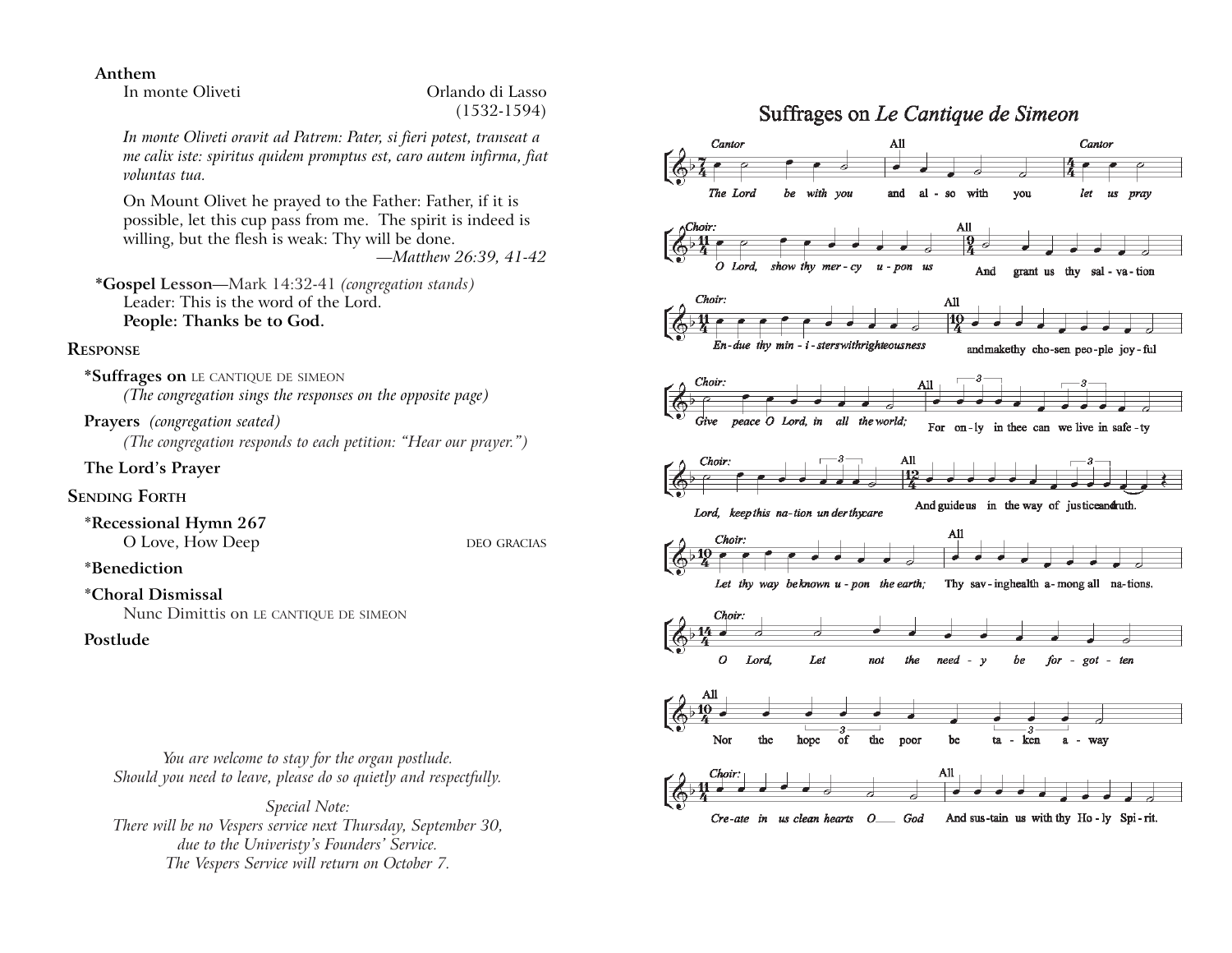**Anthem**

In monte Oliveti — Orlando di Lasso (1532-1594)

*In monte Oliveti oravit ad Patrem: Pater, si fieri potest, transeat a me calix iste: spiritus quidem promptus est, caro autem infirma, fiat voluntas tua.*

On Mount Olivet he prayed to the Father: Father, if it is possible, let this cup pass from me. The spirit is indeed is willing, but the flesh is weak: Thy will be done.

*—Matthew 26:39, 41-42*

\***Gospel Lesson**—Mark 14:32-41 *(congregation stands)*
Leader: This is the word of the Lord.
**People: Thanks be to God.**

## Response

\***Suffrages on** LE CANTIQUE DE SIMEON
*(The congregation sings the responses on the opposite page)*

**Prayers** *(congregation seated)*
*(The congregation responds to each petition: "Hear our prayer.")*

**The Lord's Prayer**

## Sending Forth

\***Recessional Hymn 267**
O Love, How Deep — DEO GRACIAS

\***Benediction**

\***Choral Dismissal**
Nunc Dimittis on LE CANTIQUE DE SIMEON

**Postlude**

*You are welcome to stay for the organ postlude.*
*Should you need to leave, please do so quietly and respectfully.*

*Special Note:*
*There will be no Vespers service next Thursday, September 30, due to the Univeristy's Founders' Service.*
*The Vespers Service will return on October 7.*

## Suffrages on *Le Cantique de Simeon*

Cantor: The Lord be with you
All: and also with you
Cantor: let us pray

Choir: O Lord, show thy mercy upon us
All: And grant us thy salvation

Choir: Endue thy ministers with righteousness
All: and make thy chosen people joyful

Choir: Give peace O Lord, in all the world;
All: For only in thee can we live in safety

Choir: Lord, keep this nation under thy care
All: And guide us in the way of justice and truth.

Choir: Let thy way be known upon the earth;
All: Thy saving health among all nations.

Choir: O Lord, Let not the needy be forgotten
All: Nor the hope of the poor be taken away

Choir: Create in us clean hearts O God
All: And sustain us with thy Holy Spirit.